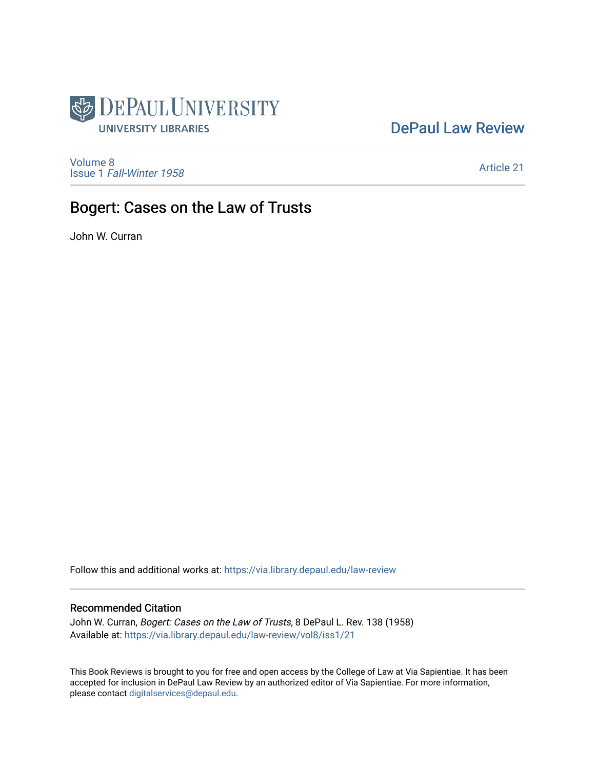DePaul University
UNIVERSITY LIBRARIES

DePaul Law Review

Volume 8
Issue 1 *Fall-Winter 1958*

Article 21

# Bogert: Cases on the Law of Trusts

John W. Curran

Follow this and additional works at: https://via.library.depaul.edu/law-review

## Recommended Citation

John W. Curran, *Bogert: Cases on the Law of Trusts*, 8 DePaul L. Rev. 138 (1958)
Available at: https://via.library.depaul.edu/law-review/vol8/iss1/21

This Book Reviews is brought to you for free and open access by the College of Law at Via Sapientiae. It has been accepted for inclusion in DePaul Law Review by an authorized editor of Via Sapientiae. For more information, please contact digitalservices@depaul.edu.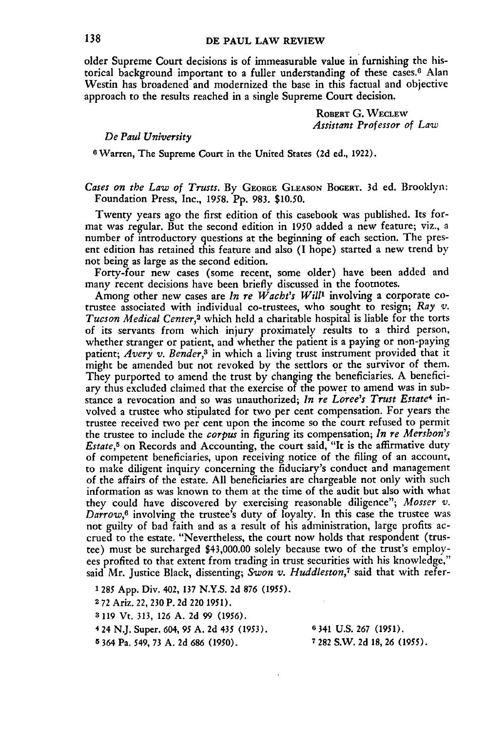older Supreme Court decisions is of immeasurable value in furnishing the historical background important to a fuller understanding of these cases.[6] Alan Westin has broadened and modernized the base in this factual and objective approach to the results reached in a single Supreme Court decision.

ROBERT G. WECLEW
*Assistant Professor of Law*

*De Paul University*

[6] Warren, The Supreme Court in the United States (2d ed., 1922).

*Cases on the Law of Trusts*. By GEORGE GLEASON BOGERT. 3d ed. Brooklyn: Foundation Press, Inc., 1958. Pp. 983. $10.50.

Twenty years ago the first edition of this casebook was published. Its format was regular. But the second edition in 1950 added a new feature; viz., a number of introductory questions at the beginning of each section. The present edition has retained this feature and also (I hope) started a new trend by not being as large as the second edition.

Forty-four new cases (some recent, some older) have been added and many recent decisions have been briefly discussed in the footnotes.

Among other new cases are *In re Wacht's Will*[1] involving a corporate co-trustee associated with individual co-trustees, who sought to resign; *Ray v. Tucson Medical Center*,[2] which held a charitable hospital is liable for the torts of its servants from which injury proximately results to a third person, whether stranger or patient, and whether the patient is a paying or non-paying patient; *Avery v. Bender*,[3] in which a living trust instrument provided that it might be amended but not revoked by the settlors or the survivor of them. They purported to amend the trust by changing the beneficiaries. A beneficiary thus excluded claimed that the exercise of the power to amend was in substance a revocation and so was unauthorized; *In re Loree's Trust Estate*[4] involved a trustee who stipulated for two per cent compensation. For years the trustee received two per cent upon the income so the court refused to permit the trustee to include the *corpus* in figuring its compensation; *In re Mershon's Estate*,[5] on Records and Accounting, the court said, "It is the affirmative duty of competent beneficiaries, upon receiving notice of the filing of an account, to make diligent inquiry concerning the fiduciary's conduct and management of the affairs of the estate. All beneficiaries are chargeable not only with such information as was known to them at the time of the audit but also with what they could have discovered by exercising reasonable diligence"; *Mosser v. Darrow*,[6] involving the trustee's duty of loyalty. In this case the trustee was not guilty of bad faith and as a result of his administration, large profits accrued to the estate. "Nevertheless, the court now holds that respondent (trustee) must be surcharged $43,000.00 solely because two of the trust's employees profited to that extent from trading in trust securities with his knowledge," said Mr. Justice Black, dissenting; *Swon v. Huddleston*,[7] said that with refer-

[1] 285 App. Div. 402, 137 N.Y.S. 2d 876 (1955).

[2] 72 Ariz. 22, 230 P. 2d 220 1951).

[3] 119 Vt. 313, 126 A. 2d 99 (1956).

[4] 24 N.J. Super. 604, 95 A. 2d 435 (1953).

[5] 364 Pa. 549, 73 A. 2d 686 (1950).

[6] 341 U.S. 267 (1951).

[7] 282 S.W. 2d 18, 26 (1955).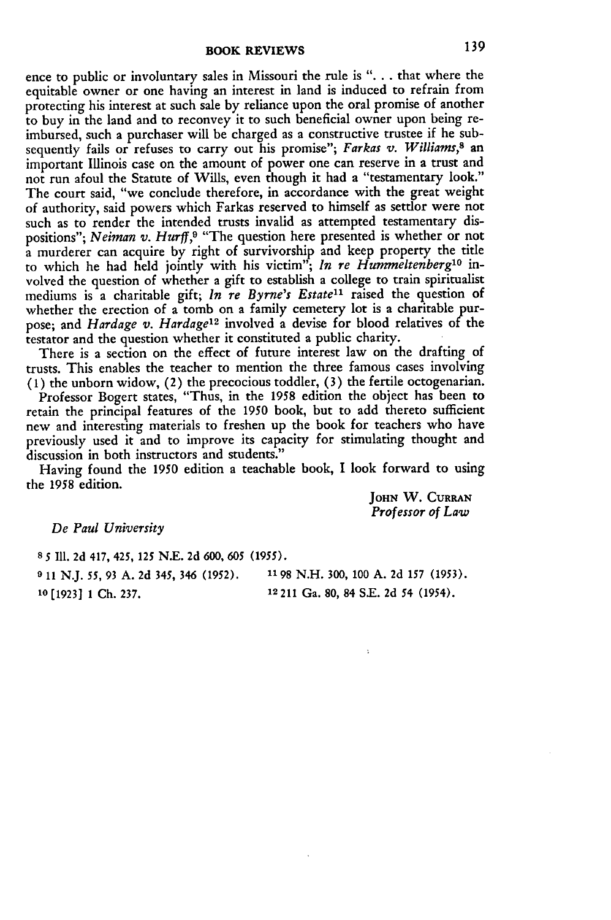ence to public or involuntary sales in Missouri the rule is ". . . that where the equitable owner or one having an interest in land is induced to refrain from protecting his interest at such sale by reliance upon the oral promise of another to buy in the land and to reconvey it to such beneficial owner upon being reimbursed, such a purchaser will be charged as a constructive trustee if he subsequently fails or refuses to carry out his promise"; *Farkas v. Williams*,[8] an important Illinois case on the amount of power one can reserve in a trust and not run afoul the Statute of Wills, even though it had a "testamentary look." The court said, "we conclude therefore, in accordance with the great weight of authority, said powers which Farkas reserved to himself as settlor were not such as to render the intended trusts invalid as attempted testamentary dispositions"; *Neiman v. Hurff*,[9] "The question here presented is whether or not a murderer can acquire by right of survivorship and keep property the title to which he had held jointly with his victim"; *In re Hummeltenberg*[10] involved the question of whether a gift to establish a college to train spiritualist mediums is a charitable gift; *In re Byrne's Estate*[11] raised the question of whether the erection of a tomb on a family cemetery lot is a charitable purpose; and *Hardage v. Hardage*[12] involved a devise for blood relatives of the testator and the question whether it constituted a public charity.

There is a section on the effect of future interest law on the drafting of trusts. This enables the teacher to mention the three famous cases involving (1) the unborn widow, (2) the precocious toddler, (3) the fertile octogenarian.

Professor Bogert states, "Thus, in the 1958 edition the object has been to retain the principal features of the 1950 book, but to add thereto sufficient new and interesting materials to freshen up the book for teachers who have previously used it and to improve its capacity for stimulating thought and discussion in both instructors and students."

Having found the 1950 edition a teachable book, I look forward to using the 1958 edition.

JOHN W. CURRAN
*Professor of Law*

*De Paul University*

[8] 5 Ill. 2d 417, 425, 125 N.E. 2d 600, 605 (1955).

[9] 11 N.J. 55, 93 A. 2d 345, 346 (1952).

[10] [1923] 1 Ch. 237.

[11] 98 N.H. 300, 100 A. 2d 157 (1953).

[12] 211 Ga. 80, 84 S.E. 2d 54 (1954).